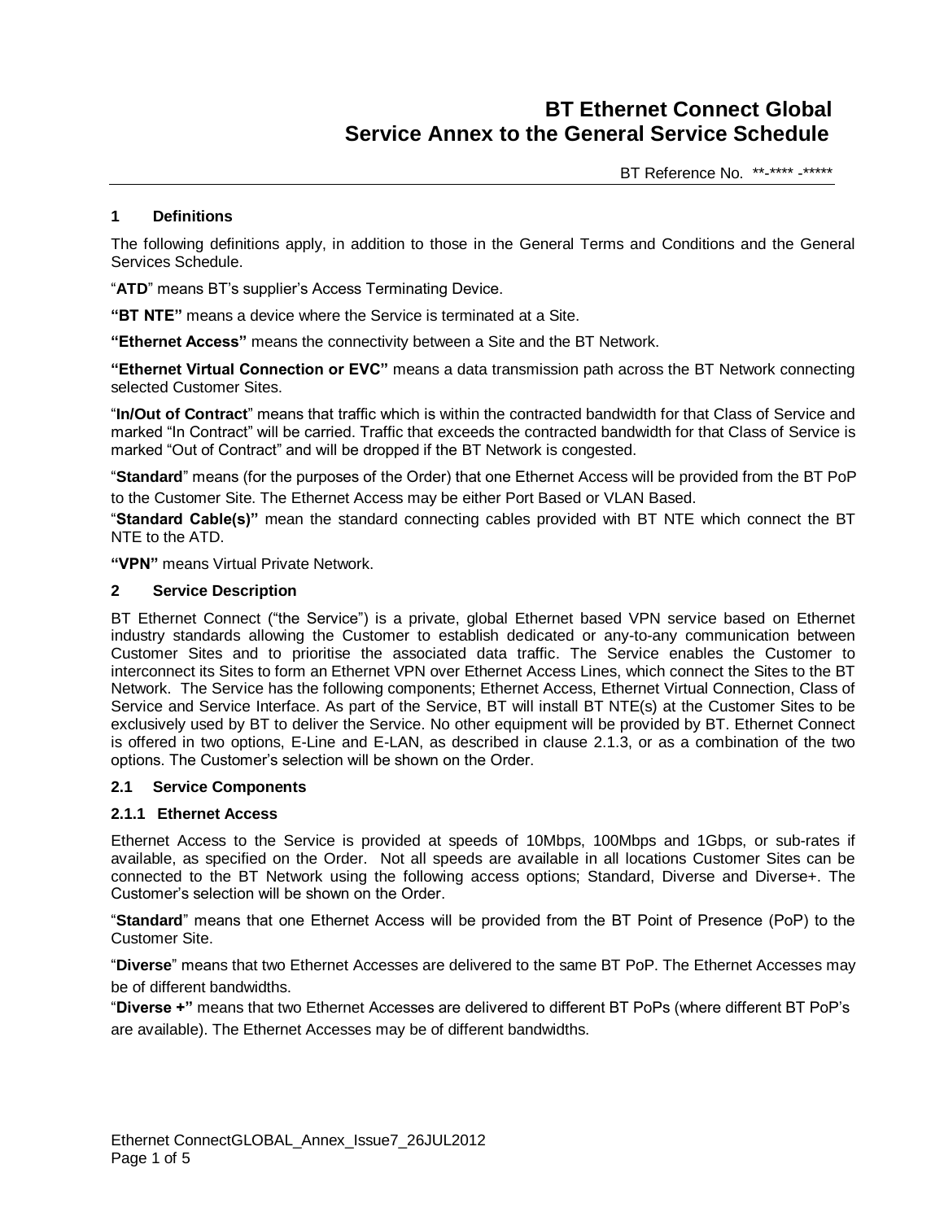# BT Ethernet Connect Global
# Service Annex to the General Service Schedule

BT Reference No. **-**** -*****

## 1 Definitions

The following definitions apply, in addition to those in the General Terms and Conditions and the General Services Schedule.

"**ATD**" means BT's supplier's Access Terminating Device.

**"BT NTE"** means a device where the Service is terminated at a Site.

**"Ethernet Access"** means the connectivity between a Site and the BT Network.

**"Ethernet Virtual Connection or EVC"** means a data transmission path across the BT Network connecting selected Customer Sites.

"**In/Out of Contract**" means that traffic which is within the contracted bandwidth for that Class of Service and marked "In Contract" will be carried. Traffic that exceeds the contracted bandwidth for that Class of Service is marked "Out of Contract" and will be dropped if the BT Network is congested.

"**Standard**" means (for the purposes of the Order) that one Ethernet Access will be provided from the BT PoP to the Customer Site. The Ethernet Access may be either Port Based or VLAN Based.

"**Standard Cable(s)"** mean the standard connecting cables provided with BT NTE which connect the BT NTE to the ATD.

**"VPN"** means Virtual Private Network.

## 2 Service Description

BT Ethernet Connect ("the Service") is a private, global Ethernet based VPN service based on Ethernet industry standards allowing the Customer to establish dedicated or any-to-any communication between Customer Sites and to prioritise the associated data traffic. The Service enables the Customer to interconnect its Sites to form an Ethernet VPN over Ethernet Access Lines, which connect the Sites to the BT Network. The Service has the following components; Ethernet Access, Ethernet Virtual Connection, Class of Service and Service Interface. As part of the Service, BT will install BT NTE(s) at the Customer Sites to be exclusively used by BT to deliver the Service. No other equipment will be provided by BT. Ethernet Connect is offered in two options, E-Line and E-LAN, as described in clause 2.1.3, or as a combination of the two options. The Customer's selection will be shown on the Order.

### 2.1 Service Components

#### 2.1.1 Ethernet Access

Ethernet Access to the Service is provided at speeds of 10Mbps, 100Mbps and 1Gbps, or sub-rates if available, as specified on the Order. Not all speeds are available in all locations Customer Sites can be connected to the BT Network using the following access options; Standard, Diverse and Diverse+. The Customer's selection will be shown on the Order.

"**Standard**" means that one Ethernet Access will be provided from the BT Point of Presence (PoP) to the Customer Site.

"**Diverse**" means that two Ethernet Accesses are delivered to the same BT PoP. The Ethernet Accesses may be of different bandwidths.

"**Diverse +"** means that two Ethernet Accesses are delivered to different BT PoPs (where different BT PoP's are available). The Ethernet Accesses may be of different bandwidths.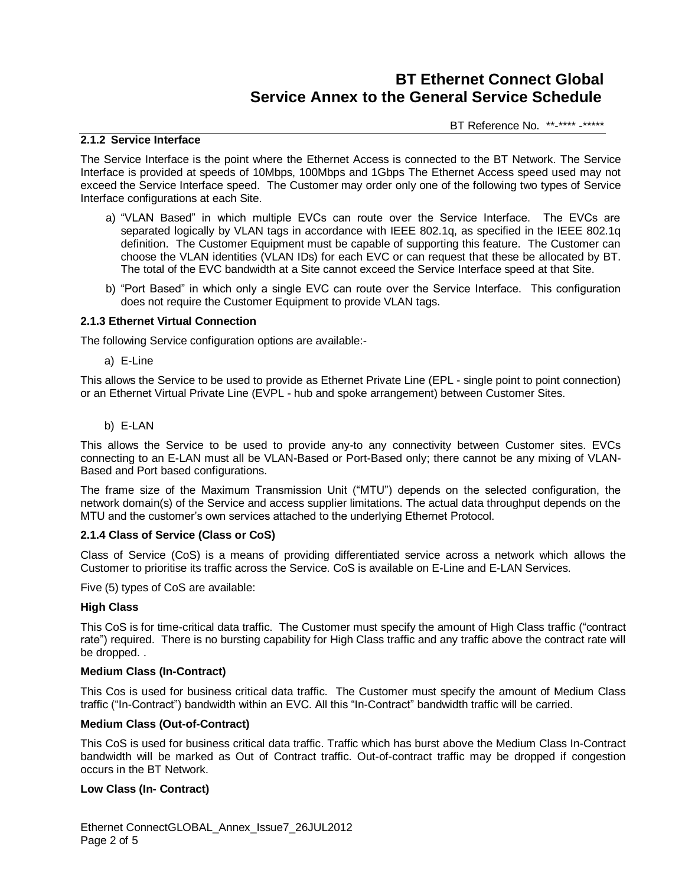#### 2.1.2 Service Interface

The Service Interface is the point where the Ethernet Access is connected to the BT Network. The Service Interface is provided at speeds of 10Mbps, 100Mbps and 1Gbps The Ethernet Access speed used may not exceed the Service Interface speed. The Customer may order only one of the following two types of Service Interface configurations at each Site.

a) "VLAN Based" in which multiple EVCs can route over the Service Interface. The EVCs are separated logically by VLAN tags in accordance with IEEE 802.1q, as specified in the IEEE 802.1q definition. The Customer Equipment must be capable of supporting this feature. The Customer can choose the VLAN identities (VLAN IDs) for each EVC or can request that these be allocated by BT. The total of the EVC bandwidth at a Site cannot exceed the Service Interface speed at that Site.

b) "Port Based" in which only a single EVC can route over the Service Interface. This configuration does not require the Customer Equipment to provide VLAN tags.

#### 2.1.3 Ethernet Virtual Connection

The following Service configuration options are available:-

a) E-Line

This allows the Service to be used to provide as Ethernet Private Line (EPL - single point to point connection) or an Ethernet Virtual Private Line (EVPL - hub and spoke arrangement) between Customer Sites.

b) E-LAN

This allows the Service to be used to provide any-to any connectivity between Customer sites. EVCs connecting to an E-LAN must all be VLAN-Based or Port-Based only; there cannot be any mixing of VLAN-Based and Port based configurations.

The frame size of the Maximum Transmission Unit ("MTU") depends on the selected configuration, the network domain(s) of the Service and access supplier limitations. The actual data throughput depends on the MTU and the customer's own services attached to the underlying Ethernet Protocol.

#### 2.1.4 Class of Service (Class or CoS)

Class of Service (CoS) is a means of providing differentiated service across a network which allows the Customer to prioritise its traffic across the Service. CoS is available on E-Line and E-LAN Services.

Five (5) types of CoS are available:

**High Class**

This CoS is for time-critical data traffic. The Customer must specify the amount of High Class traffic ("contract rate") required. There is no bursting capability for High Class traffic and any traffic above the contract rate will be dropped. .

**Medium Class (In-Contract)**

This Cos is used for business critical data traffic. The Customer must specify the amount of Medium Class traffic ("In-Contract") bandwidth within an EVC. All this "In-Contract" bandwidth traffic will be carried.

**Medium Class (Out-of-Contract)**

This CoS is used for business critical data traffic. Traffic which has burst above the Medium Class In-Contract bandwidth will be marked as Out of Contract traffic. Out-of-contract traffic may be dropped if congestion occurs in the BT Network.

**Low Class (In- Contract)**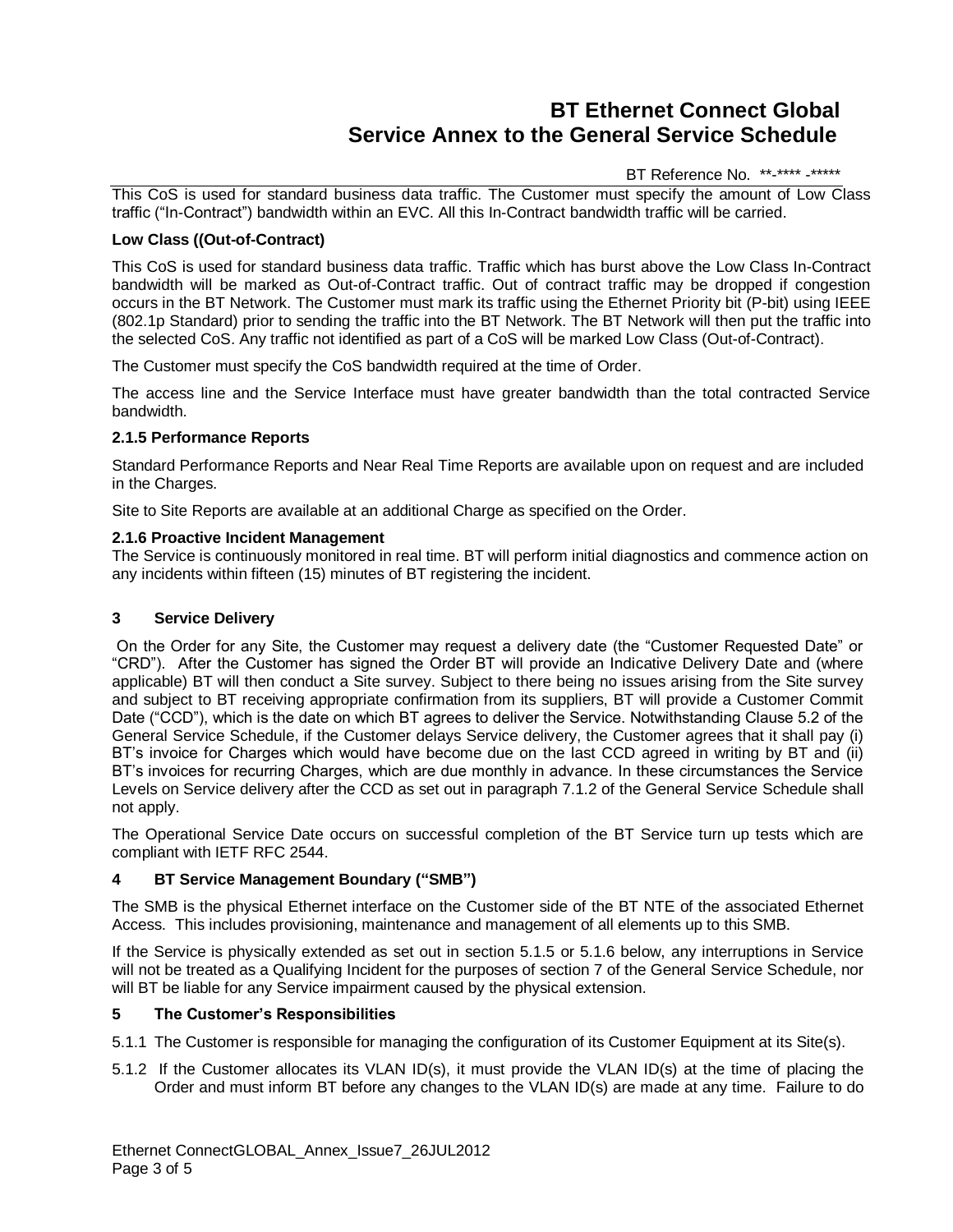This CoS is used for standard business data traffic. The Customer must specify the amount of Low Class traffic ("In-Contract") bandwidth within an EVC. All this In-Contract bandwidth traffic will be carried.

**Low Class ((Out-of-Contract)**

This CoS is used for standard business data traffic. Traffic which has burst above the Low Class In-Contract bandwidth will be marked as Out-of-Contract traffic. Out of contract traffic may be dropped if congestion occurs in the BT Network. The Customer must mark its traffic using the Ethernet Priority bit (P-bit) using IEEE (802.1p Standard) prior to sending the traffic into the BT Network. The BT Network will then put the traffic into the selected CoS. Any traffic not identified as part of a CoS will be marked Low Class (Out-of-Contract).

The Customer must specify the CoS bandwidth required at the time of Order.

The access line and the Service Interface must have greater bandwidth than the total contracted Service bandwidth.

**2.1.5 Performance Reports**

Standard Performance Reports and Near Real Time Reports are available upon on request and are included in the Charges.

Site to Site Reports are available at an additional Charge as specified on the Order.

**2.1.6 Proactive Incident Management**

The Service is continuously monitored in real time. BT will perform initial diagnostics and commence action on any incidents within fifteen (15) minutes of BT registering the incident.

## 3 Service Delivery

On the Order for any Site, the Customer may request a delivery date (the "Customer Requested Date" or "CRD"). After the Customer has signed the Order BT will provide an Indicative Delivery Date and (where applicable) BT will then conduct a Site survey. Subject to there being no issues arising from the Site survey and subject to BT receiving appropriate confirmation from its suppliers, BT will provide a Customer Commit Date ("CCD"), which is the date on which BT agrees to deliver the Service. Notwithstanding Clause 5.2 of the General Service Schedule, if the Customer delays Service delivery, the Customer agrees that it shall pay (i) BT's invoice for Charges which would have become due on the last CCD agreed in writing by BT and (ii) BT's invoices for recurring Charges, which are due monthly in advance. In these circumstances the Service Levels on Service delivery after the CCD as set out in paragraph 7.1.2 of the General Service Schedule shall not apply.

The Operational Service Date occurs on successful completion of the BT Service turn up tests which are compliant with IETF RFC 2544.

## 4 BT Service Management Boundary ("SMB")

The SMB is the physical Ethernet interface on the Customer side of the BT NTE of the associated Ethernet Access. This includes provisioning, maintenance and management of all elements up to this SMB.

If the Service is physically extended as set out in section 5.1.5 or 5.1.6 below, any interruptions in Service will not be treated as a Qualifying Incident for the purposes of section 7 of the General Service Schedule, nor will BT be liable for any Service impairment caused by the physical extension.

## 5 The Customer's Responsibilities

5.1.1 The Customer is responsible for managing the configuration of its Customer Equipment at its Site(s).

5.1.2 If the Customer allocates its VLAN ID(s), it must provide the VLAN ID(s) at the time of placing the Order and must inform BT before any changes to the VLAN ID(s) are made at any time. Failure to do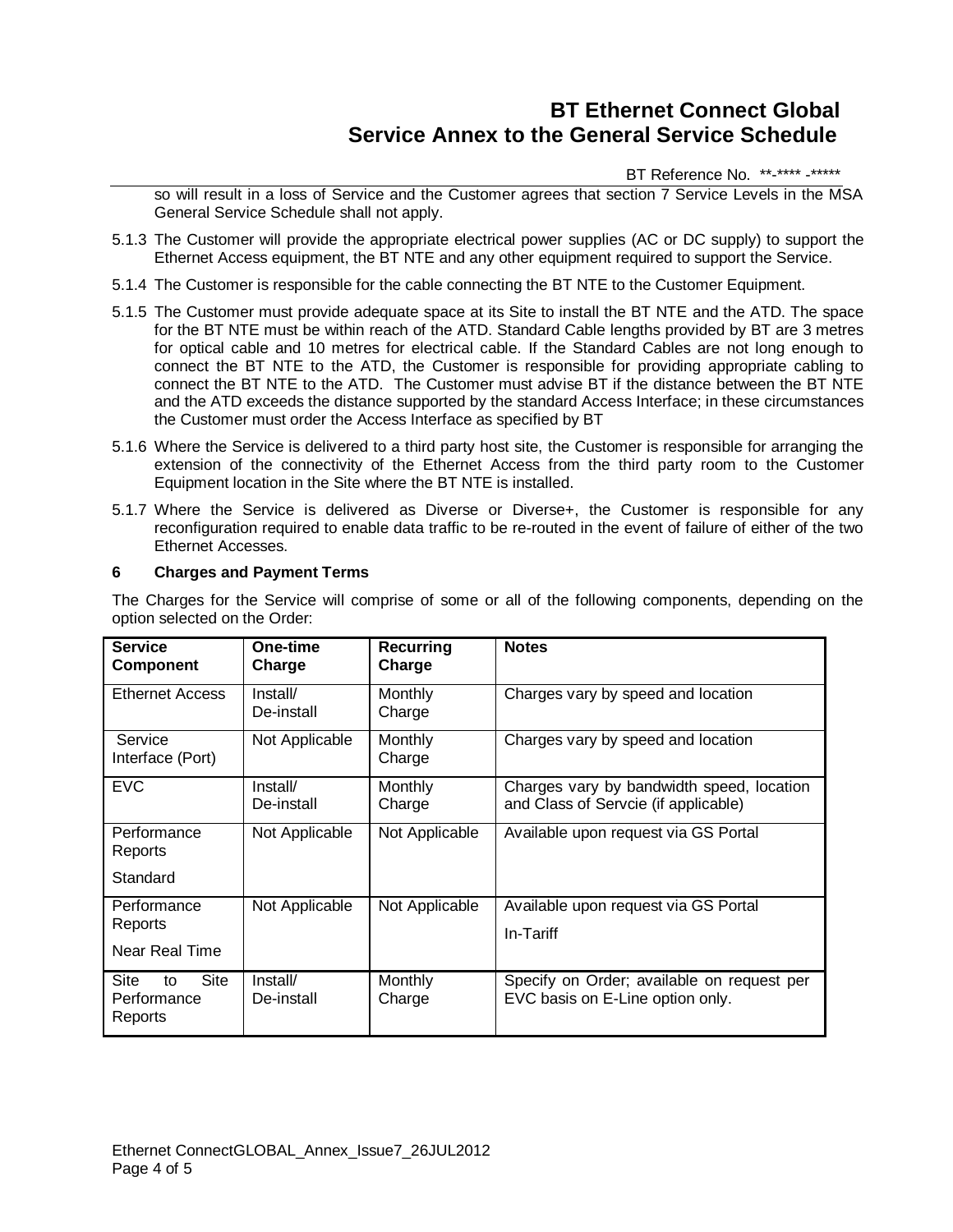so will result in a loss of Service and the Customer agrees that section 7 Service Levels in the MSA General Service Schedule shall not apply.

5.1.3 The Customer will provide the appropriate electrical power supplies (AC or DC supply) to support the Ethernet Access equipment, the BT NTE and any other equipment required to support the Service.

5.1.4 The Customer is responsible for the cable connecting the BT NTE to the Customer Equipment.

5.1.5 The Customer must provide adequate space at its Site to install the BT NTE and the ATD. The space for the BT NTE must be within reach of the ATD. Standard Cable lengths provided by BT are 3 metres for optical cable and 10 metres for electrical cable. If the Standard Cables are not long enough to connect the BT NTE to the ATD, the Customer is responsible for providing appropriate cabling to connect the BT NTE to the ATD. The Customer must advise BT if the distance between the BT NTE and the ATD exceeds the distance supported by the standard Access Interface; in these circumstances the Customer must order the Access Interface as specified by BT

5.1.6 Where the Service is delivered to a third party host site, the Customer is responsible for arranging the extension of the connectivity of the Ethernet Access from the third party room to the Customer Equipment location in the Site where the BT NTE is installed.

5.1.7 Where the Service is delivered as Diverse or Diverse+, the Customer is responsible for any reconfiguration required to enable data traffic to be re-routed in the event of failure of either of the two Ethernet Accesses.

## 6 Charges and Payment Terms

The Charges for the Service will comprise of some or all of the following components, depending on the option selected on the Order:

| Service Component | One-time Charge | Recurring Charge | Notes |
|---|---|---|---|
| Ethernet Access | Install/ De-install | Monthly Charge | Charges vary by speed and location |
| Service Interface (Port) | Not Applicable | Monthly Charge | Charges vary by speed and location |
| EVC | Install/ De-install | Monthly Charge | Charges vary by bandwidth speed, location and Class of Servcie (if applicable) |
| Performance Reports Standard | Not Applicable | Not Applicable | Available upon request via GS Portal |
| Performance Reports Near Real Time | Not Applicable | Not Applicable | Available upon request via GS Portal In-Tariff |
| Site to Site Performance Reports | Install/ De-install | Monthly Charge | Specify on Order; available on request per EVC basis on E-Line option only. |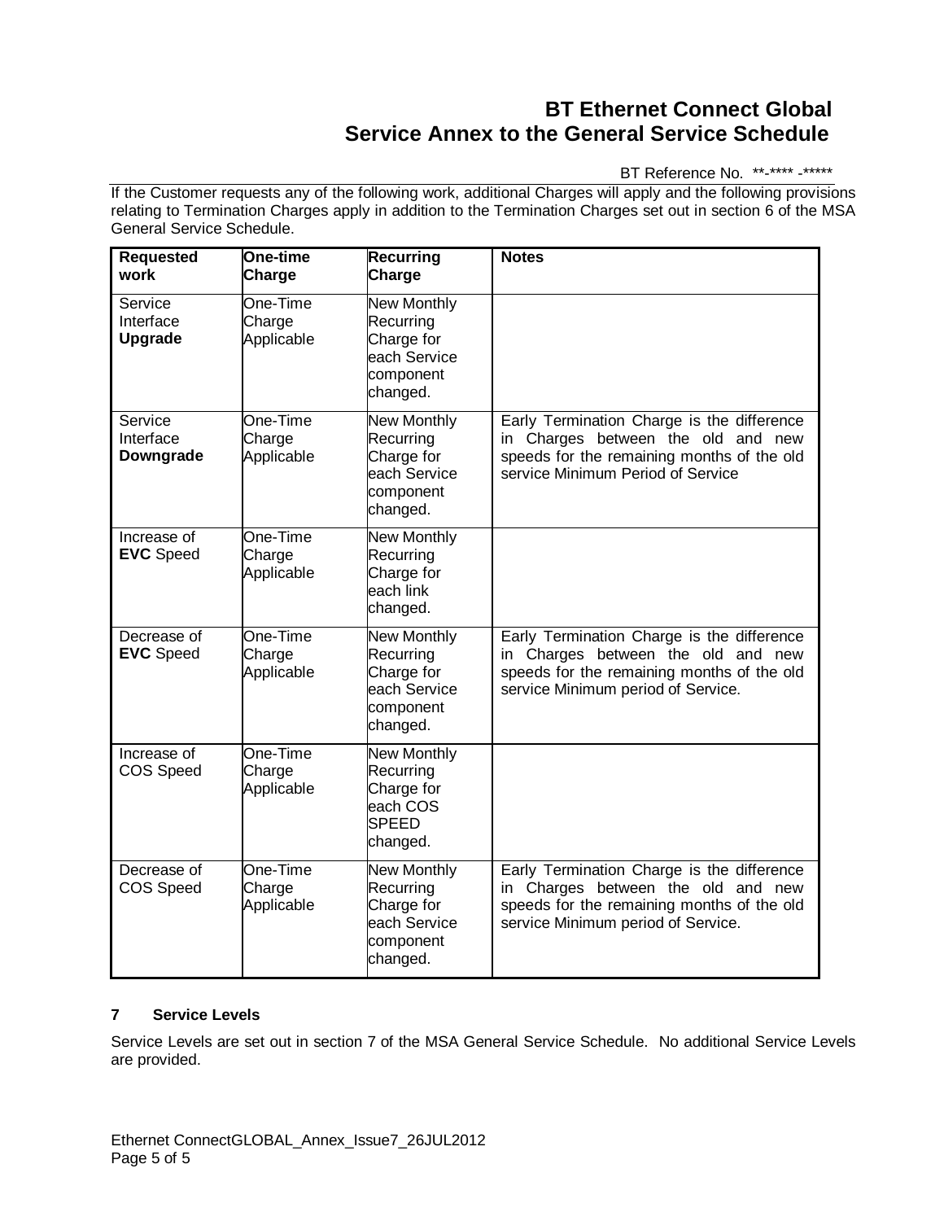If the Customer requests any of the following work, additional Charges will apply and the following provisions relating to Termination Charges apply in addition to the Termination Charges set out in section 6 of the MSA General Service Schedule.

| **Requested work** | **One-time Charge** | **Recurring Charge** | **Notes** |
|---|---|---|---|
| Service Interface **Upgrade** | One-Time Charge Applicable | New Monthly Recurring Charge for each Service component changed. | |
| Service Interface **Downgrade** | One-Time Charge Applicable | New Monthly Recurring Charge for each Service component changed. | Early Termination Charge is the difference in Charges between the old and new speeds for the remaining months of the old service Minimum Period of Service |
| Increase of **EVC** Speed | One-Time Charge Applicable | New Monthly Recurring Charge for each link changed. | |
| Decrease of **EVC** Speed | One-Time Charge Applicable | New Monthly Recurring Charge for each Service component changed. | Early Termination Charge is the difference in Charges between the old and new speeds for the remaining months of the old service Minimum period of Service. |
| Increase of COS Speed | One-Time Charge Applicable | New Monthly Recurring Charge for each COS SPEED changed. | |
| Decrease of COS Speed | One-Time Charge Applicable | New Monthly Recurring Charge for each Service component changed. | Early Termination Charge is the difference in Charges between the old and new speeds for the remaining months of the old service Minimum period of Service. |

## 7 Service Levels

Service Levels are set out in section 7 of the MSA General Service Schedule. No additional Service Levels are provided.